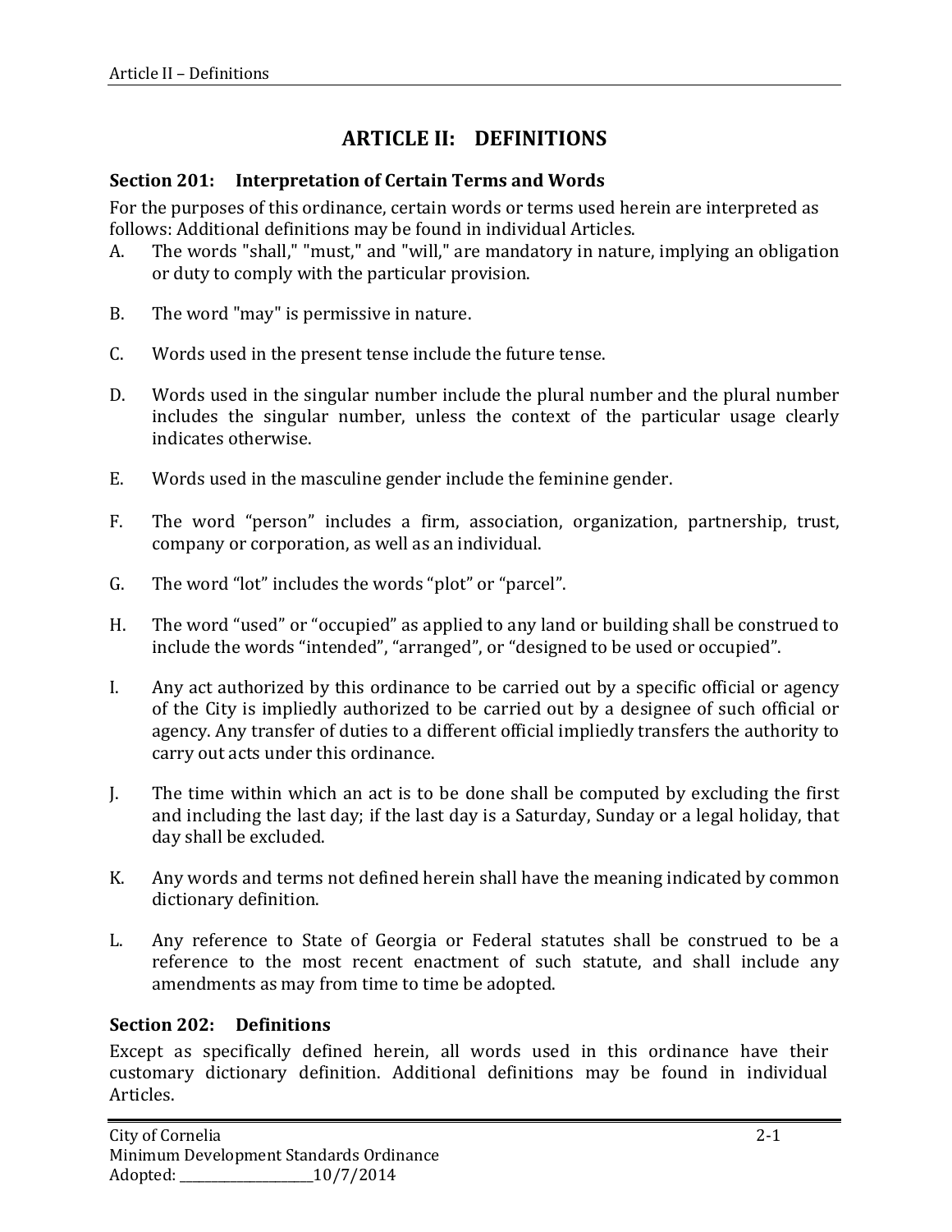# ARTICLE II: DEFINITIONS

### Section 201: Interpretation of Certain Terms and Words

For the purposes of this ordinance, certain words or terms used herein are interpreted as follows: Additional definitions may be found in individual Articles.

A. The words "shall," "must," and "will," are mandatory in nature, implying an obligation or duty to comply with the particular provision.

B. The word "may" is permissive in nature.

C. Words used in the present tense include the future tense.

D. Words used in the singular number include the plural number and the plural number includes the singular number, unless the context of the particular usage clearly indicates otherwise.

E. Words used in the masculine gender include the feminine gender.

F. The word "person" includes a firm, association, organization, partnership, trust, company or corporation, as well as an individual.

G. The word "lot" includes the words "plot" or "parcel".

H. The word "used" or "occupied" as applied to any land or building shall be construed to include the words "intended", "arranged", or "designed to be used or occupied".

I. Any act authorized by this ordinance to be carried out by a specific official or agency of the City is impliedly authorized to be carried out by a designee of such official or agency. Any transfer of duties to a different official impliedly transfers the authority to carry out acts under this ordinance.

J. The time within which an act is to be done shall be computed by excluding the first and including the last day; if the last day is a Saturday, Sunday or a legal holiday, that day shall be excluded.

K. Any words and terms not defined herein shall have the meaning indicated by common dictionary definition.

L. Any reference to State of Georgia or Federal statutes shall be construed to be a reference to the most recent enactment of such statute, and shall include any amendments as may from time to time be adopted.

### Section 202: Definitions

Except as specifically defined herein, all words used in this ordinance have their customary dictionary definition. Additional definitions may be found in individual Articles.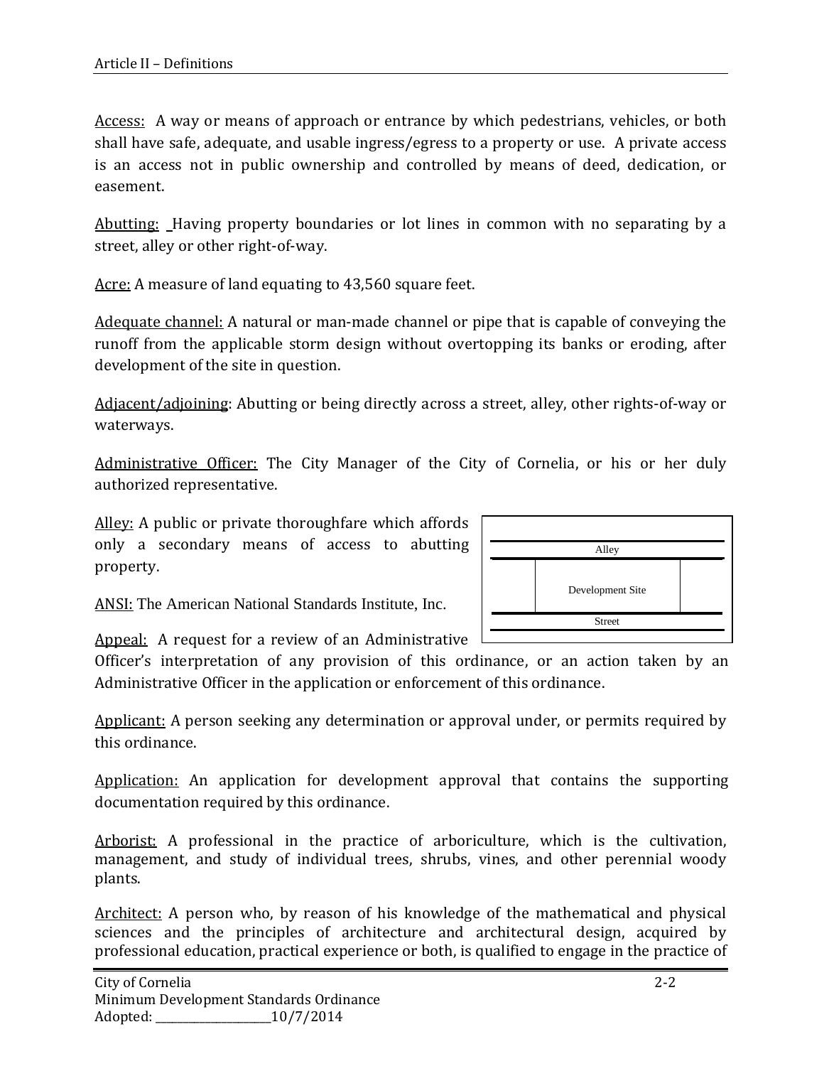Access: A way or means of approach or entrance by which pedestrians, vehicles, or both shall have safe, adequate, and usable ingress/egress to a property or use. A private access is an access not in public ownership and controlled by means of deed, dedication, or easement.

Abutting: Having property boundaries or lot lines in common with no separating by a street, alley or other right-of-way.

Acre: A measure of land equating to 43,560 square feet.

Adequate channel: A natural or man-made channel or pipe that is capable of conveying the runoff from the applicable storm design without overtopping its banks or eroding, after development of the site in question.

Adjacent/adjoining: Abutting or being directly across a street, alley, other rights-of-way or waterways.

Administrative Officer: The City Manager of the City of Cornelia, or his or her duly authorized representative.

Alley: A public or private thoroughfare which affords only a secondary means of access to abutting property.

Alley

Development Site

Street

ANSI: The American National Standards Institute, Inc.

Appeal: A request for a review of an Administrative Officer's interpretation of any provision of this ordinance, or an action taken by an Administrative Officer in the application or enforcement of this ordinance.

Applicant: A person seeking any determination or approval under, or permits required by this ordinance.

Application: An application for development approval that contains the supporting documentation required by this ordinance.

Arborist: A professional in the practice of arboriculture, which is the cultivation, management, and study of individual trees, shrubs, vines, and other perennial woody plants.

Architect: A person who, by reason of his knowledge of the mathematical and physical sciences and the principles of architecture and architectural design, acquired by professional education, practical experience or both, is qualified to engage in the practice of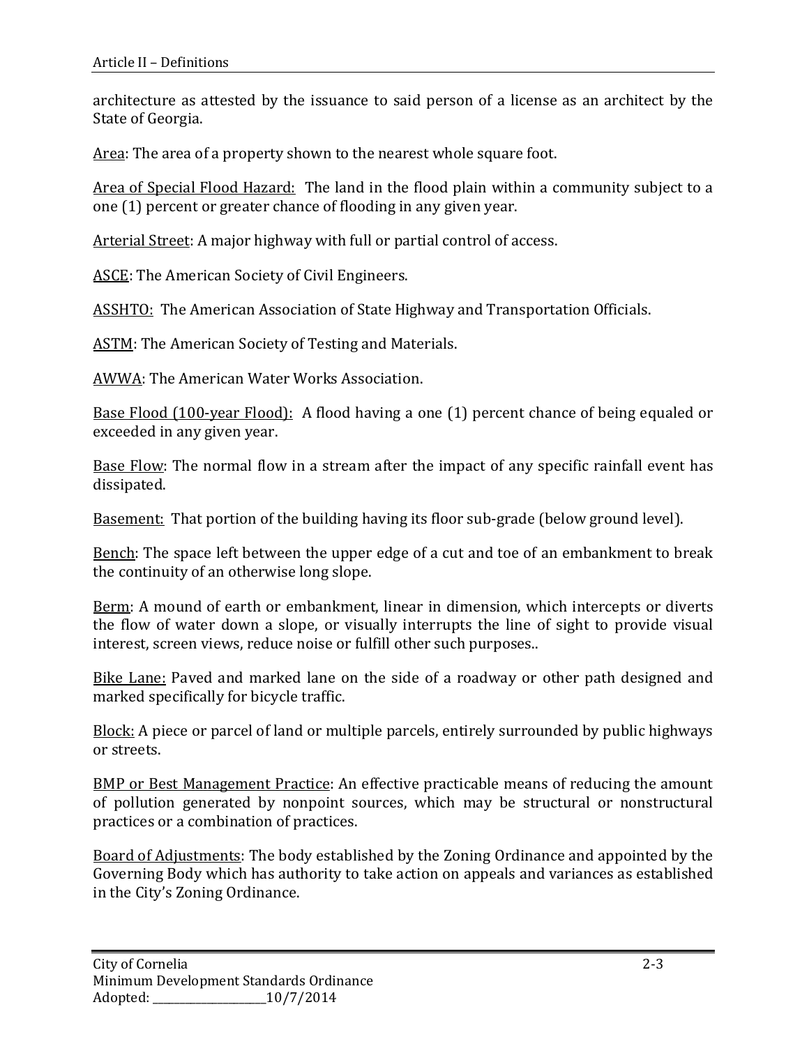architecture as attested by the issuance to said person of a license as an architect by the State of Georgia.

Area: The area of a property shown to the nearest whole square foot.

Area of Special Flood Hazard: The land in the flood plain within a community subject to a one (1) percent or greater chance of flooding in any given year.

Arterial Street: A major highway with full or partial control of access.

ASCE: The American Society of Civil Engineers.

ASSHTO: The American Association of State Highway and Transportation Officials.

ASTM: The American Society of Testing and Materials.

AWWA: The American Water Works Association.

Base Flood (100-year Flood): A flood having a one (1) percent chance of being equaled or exceeded in any given year.

Base Flow: The normal flow in a stream after the impact of any specific rainfall event has dissipated.

Basement: That portion of the building having its floor sub-grade (below ground level).

Bench: The space left between the upper edge of a cut and toe of an embankment to break the continuity of an otherwise long slope.

Berm: A mound of earth or embankment, linear in dimension, which intercepts or diverts the flow of water down a slope, or visually interrupts the line of sight to provide visual interest, screen views, reduce noise or fulfill other such purposes..

Bike Lane: Paved and marked lane on the side of a roadway or other path designed and marked specifically for bicycle traffic.

Block: A piece or parcel of land or multiple parcels, entirely surrounded by public highways or streets.

BMP or Best Management Practice: An effective practicable means of reducing the amount of pollution generated by nonpoint sources, which may be structural or nonstructural practices or a combination of practices.

Board of Adjustments: The body established by the Zoning Ordinance and appointed by the Governing Body which has authority to take action on appeals and variances as established in the City's Zoning Ordinance.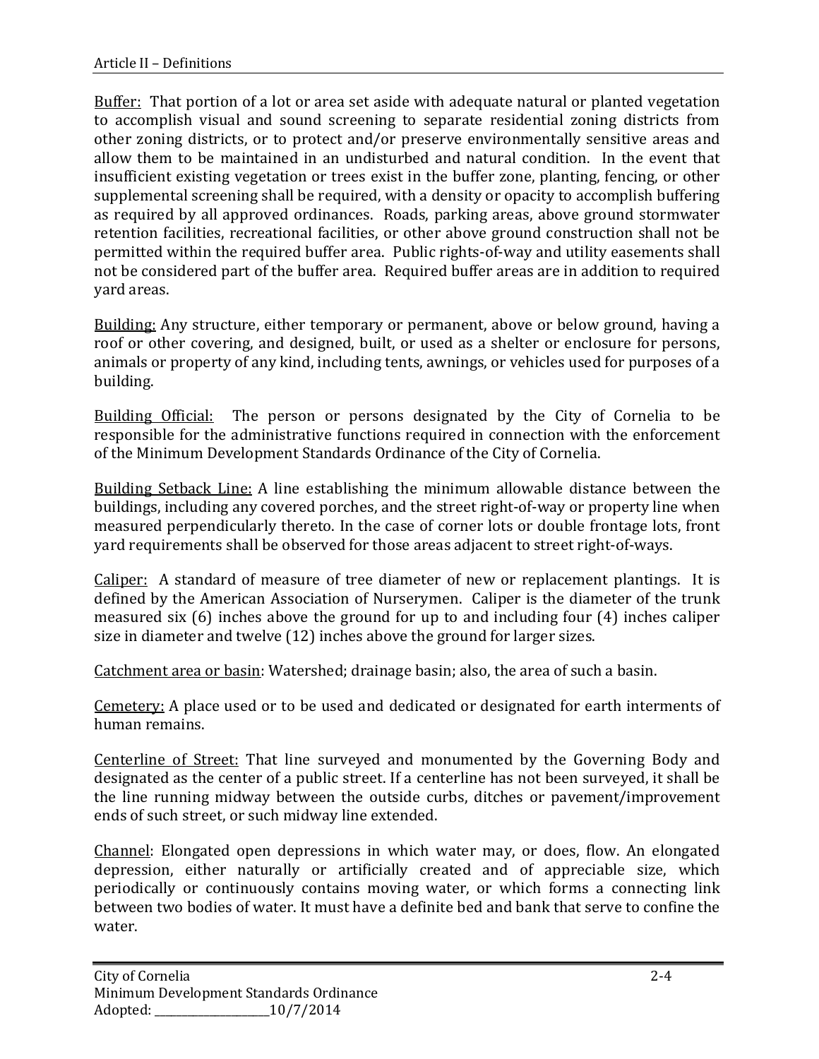Buffer: That portion of a lot or area set aside with adequate natural or planted vegetation to accomplish visual and sound screening to separate residential zoning districts from other zoning districts, or to protect and/or preserve environmentally sensitive areas and allow them to be maintained in an undisturbed and natural condition. In the event that insufficient existing vegetation or trees exist in the buffer zone, planting, fencing, or other supplemental screening shall be required, with a density or opacity to accomplish buffering as required by all approved ordinances. Roads, parking areas, above ground stormwater retention facilities, recreational facilities, or other above ground construction shall not be permitted within the required buffer area. Public rights-of-way and utility easements shall not be considered part of the buffer area. Required buffer areas are in addition to required yard areas.

Building: Any structure, either temporary or permanent, above or below ground, having a roof or other covering, and designed, built, or used as a shelter or enclosure for persons, animals or property of any kind, including tents, awnings, or vehicles used for purposes of a building.

Building Official: The person or persons designated by the City of Cornelia to be responsible for the administrative functions required in connection with the enforcement of the Minimum Development Standards Ordinance of the City of Cornelia.

Building Setback Line: A line establishing the minimum allowable distance between the buildings, including any covered porches, and the street right-of-way or property line when measured perpendicularly thereto. In the case of corner lots or double frontage lots, front yard requirements shall be observed for those areas adjacent to street right-of-ways.

Caliper: A standard of measure of tree diameter of new or replacement plantings. It is defined by the American Association of Nurserymen. Caliper is the diameter of the trunk measured six (6) inches above the ground for up to and including four (4) inches caliper size in diameter and twelve (12) inches above the ground for larger sizes.

Catchment area or basin: Watershed; drainage basin; also, the area of such a basin.

Cemetery: A place used or to be used and dedicated or designated for earth interments of human remains.

Centerline of Street: That line surveyed and monumented by the Governing Body and designated as the center of a public street. If a centerline has not been surveyed, it shall be the line running midway between the outside curbs, ditches or pavement/improvement ends of such street, or such midway line extended.

Channel: Elongated open depressions in which water may, or does, flow. An elongated depression, either naturally or artificially created and of appreciable size, which periodically or continuously contains moving water, or which forms a connecting link between two bodies of water. It must have a definite bed and bank that serve to confine the water.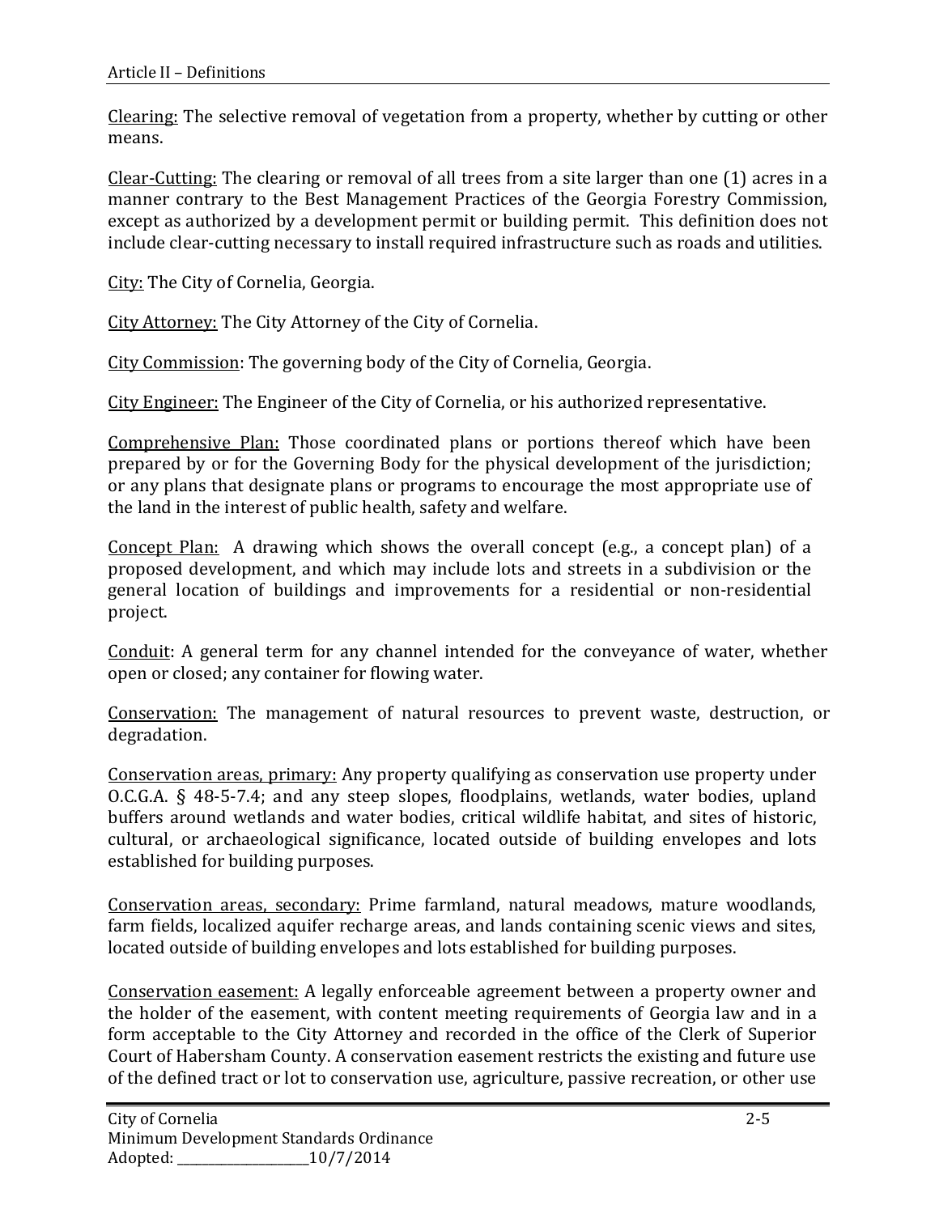Clearing: The selective removal of vegetation from a property, whether by cutting or other means.

Clear-Cutting: The clearing or removal of all trees from a site larger than one (1) acres in a manner contrary to the Best Management Practices of the Georgia Forestry Commission, except as authorized by a development permit or building permit. This definition does not include clear-cutting necessary to install required infrastructure such as roads and utilities.

City: The City of Cornelia, Georgia.

City Attorney: The City Attorney of the City of Cornelia.

City Commission: The governing body of the City of Cornelia, Georgia.

City Engineer: The Engineer of the City of Cornelia, or his authorized representative.

Comprehensive Plan: Those coordinated plans or portions thereof which have been prepared by or for the Governing Body for the physical development of the jurisdiction; or any plans that designate plans or programs to encourage the most appropriate use of the land in the interest of public health, safety and welfare.

Concept Plan: A drawing which shows the overall concept (e.g., a concept plan) of a proposed development, and which may include lots and streets in a subdivision or the general location of buildings and improvements for a residential or non-residential project.

Conduit: A general term for any channel intended for the conveyance of water, whether open or closed; any container for flowing water.

Conservation: The management of natural resources to prevent waste, destruction, or degradation.

Conservation areas, primary: Any property qualifying as conservation use property under O.C.G.A. § 48-5-7.4; and any steep slopes, floodplains, wetlands, water bodies, upland buffers around wetlands and water bodies, critical wildlife habitat, and sites of historic, cultural, or archaeological significance, located outside of building envelopes and lots established for building purposes.

Conservation areas, secondary: Prime farmland, natural meadows, mature woodlands, farm fields, localized aquifer recharge areas, and lands containing scenic views and sites, located outside of building envelopes and lots established for building purposes.

Conservation easement: A legally enforceable agreement between a property owner and the holder of the easement, with content meeting requirements of Georgia law and in a form acceptable to the City Attorney and recorded in the office of the Clerk of Superior Court of Habersham County. A conservation easement restricts the existing and future use of the defined tract or lot to conservation use, agriculture, passive recreation, or other use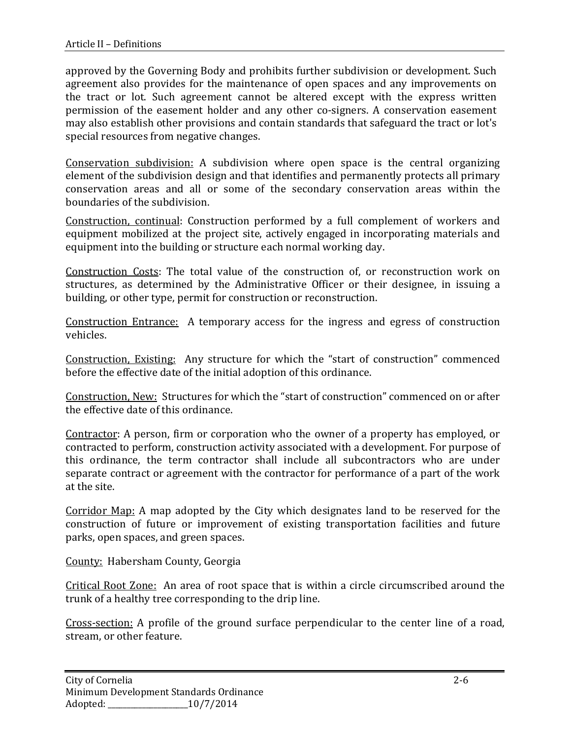approved by the Governing Body and prohibits further subdivision or development. Such agreement also provides for the maintenance of open spaces and any improvements on the tract or lot. Such agreement cannot be altered except with the express written permission of the easement holder and any other co-signers. A conservation easement may also establish other provisions and contain standards that safeguard the tract or lot's special resources from negative changes.

<u>Conservation subdivision:</u> A subdivision where open space is the central organizing element of the subdivision design and that identifies and permanently protects all primary conservation areas and all or some of the secondary conservation areas within the boundaries of the subdivision.

<u>Construction, continual</u>: Construction performed by a full complement of workers and equipment mobilized at the project site, actively engaged in incorporating materials and equipment into the building or structure each normal working day.

<u>Construction Costs</u>: The total value of the construction of, or reconstruction work on structures, as determined by the Administrative Officer or their designee, in issuing a building, or other type, permit for construction or reconstruction.

<u>Construction Entrance:</u> A temporary access for the ingress and egress of construction vehicles.

<u>Construction, Existing:</u> Any structure for which the "start of construction" commenced before the effective date of the initial adoption of this ordinance.

<u>Construction, New:</u> Structures for which the "start of construction" commenced on or after the effective date of this ordinance.

<u>Contractor</u>: A person, firm or corporation who the owner of a property has employed, or contracted to perform, construction activity associated with a development. For purpose of this ordinance, the term contractor shall include all subcontractors who are under separate contract or agreement with the contractor for performance of a part of the work at the site.

<u>Corridor Map:</u> A map adopted by the City which designates land to be reserved for the construction of future or improvement of existing transportation facilities and future parks, open spaces, and green spaces.

<u>County:</u> Habersham County, Georgia

<u>Critical Root Zone:</u> An area of root space that is within a circle circumscribed around the trunk of a healthy tree corresponding to the drip line.

<u>Cross-section:</u> A profile of the ground surface perpendicular to the center line of a road, stream, or other feature.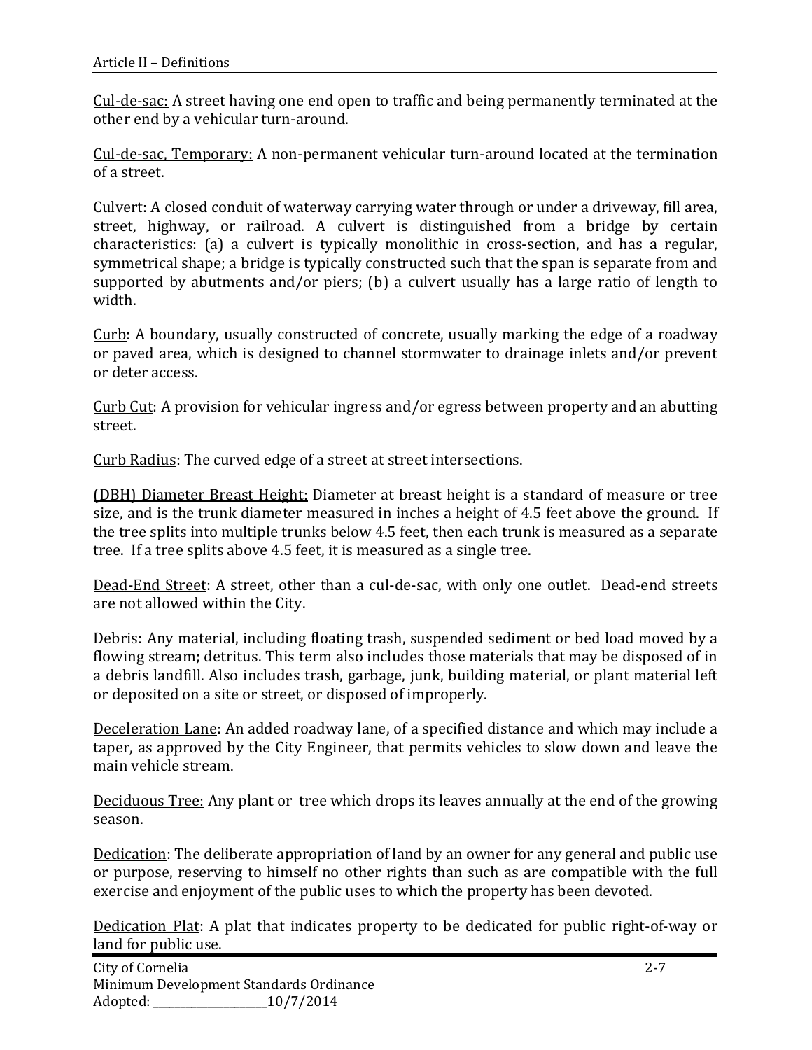Cul-de-sac: A street having one end open to traffic and being permanently terminated at the other end by a vehicular turn-around.

Cul-de-sac, Temporary: A non-permanent vehicular turn-around located at the termination of a street.

Culvert: A closed conduit of waterway carrying water through or under a driveway, fill area, street, highway, or railroad. A culvert is distinguished from a bridge by certain characteristics: (a) a culvert is typically monolithic in cross-section, and has a regular, symmetrical shape; a bridge is typically constructed such that the span is separate from and supported by abutments and/or piers; (b) a culvert usually has a large ratio of length to width.

Curb: A boundary, usually constructed of concrete, usually marking the edge of a roadway or paved area, which is designed to channel stormwater to drainage inlets and/or prevent or deter access.

Curb Cut: A provision for vehicular ingress and/or egress between property and an abutting street.

Curb Radius: The curved edge of a street at street intersections.

(DBH) Diameter Breast Height: Diameter at breast height is a standard of measure or tree size, and is the trunk diameter measured in inches a height of 4.5 feet above the ground. If the tree splits into multiple trunks below 4.5 feet, then each trunk is measured as a separate tree. If a tree splits above 4.5 feet, it is measured as a single tree.

Dead-End Street: A street, other than a cul-de-sac, with only one outlet. Dead-end streets are not allowed within the City.

Debris: Any material, including floating trash, suspended sediment or bed load moved by a flowing stream; detritus. This term also includes those materials that may be disposed of in a debris landfill. Also includes trash, garbage, junk, building material, or plant material left or deposited on a site or street, or disposed of improperly.

Deceleration Lane: An added roadway lane, of a specified distance and which may include a taper, as approved by the City Engineer, that permits vehicles to slow down and leave the main vehicle stream.

Deciduous Tree: Any plant or tree which drops its leaves annually at the end of the growing season.

Dedication: The deliberate appropriation of land by an owner for any general and public use or purpose, reserving to himself no other rights than such as are compatible with the full exercise and enjoyment of the public uses to which the property has been devoted.

Dedication Plat: A plat that indicates property to be dedicated for public right-of-way or land for public use.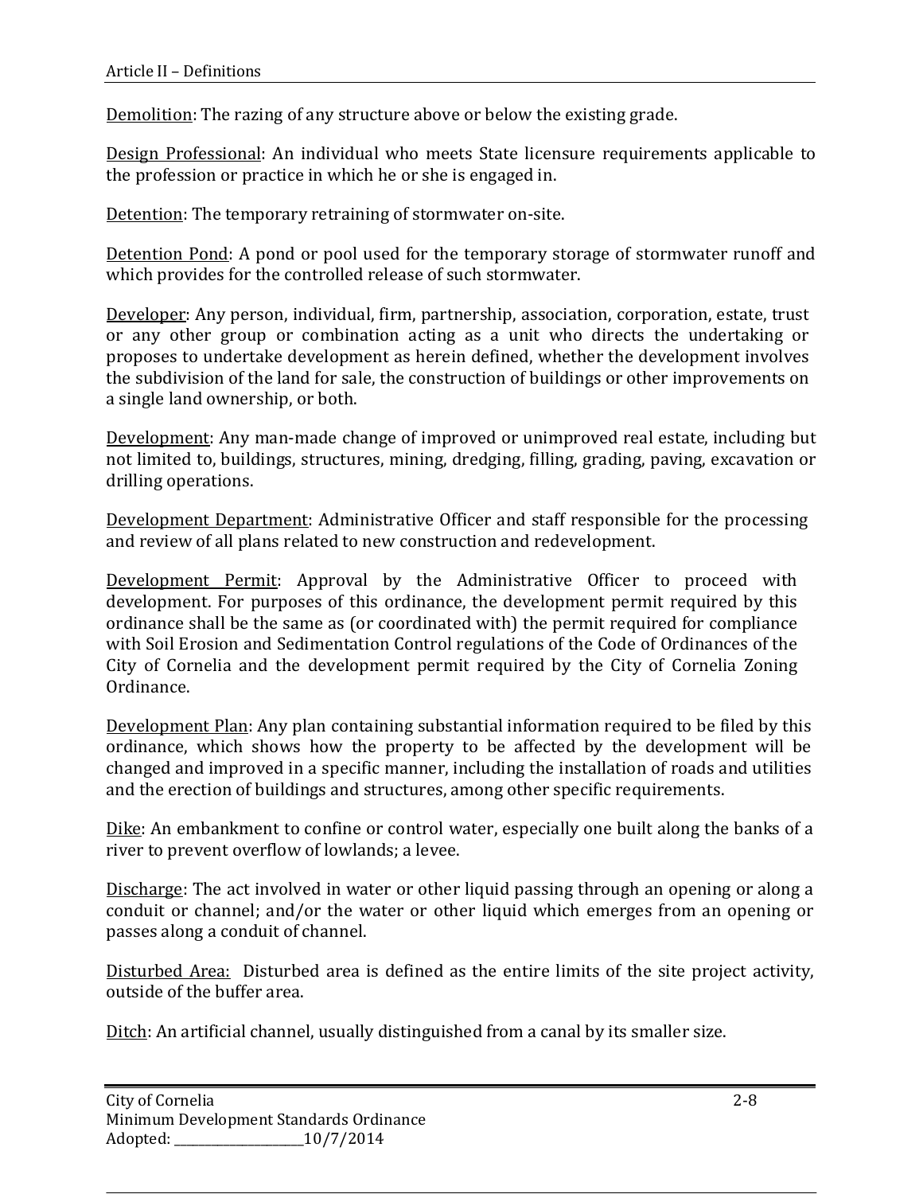<u>Demolition</u>: The razing of any structure above or below the existing grade.

<u>Design Professional</u>: An individual who meets State licensure requirements applicable to the profession or practice in which he or she is engaged in.

<u>Detention</u>: The temporary retraining of stormwater on-site.

<u>Detention Pond</u>: A pond or pool used for the temporary storage of stormwater runoff and which provides for the controlled release of such stormwater.

<u>Developer</u>: Any person, individual, firm, partnership, association, corporation, estate, trust or any other group or combination acting as a unit who directs the undertaking or proposes to undertake development as herein defined, whether the development involves the subdivision of the land for sale, the construction of buildings or other improvements on a single land ownership, or both.

<u>Development</u>: Any man-made change of improved or unimproved real estate, including but not limited to, buildings, structures, mining, dredging, filling, grading, paving, excavation or drilling operations.

<u>Development Department</u>: Administrative Officer and staff responsible for the processing and review of all plans related to new construction and redevelopment.

<u>Development Permit</u>: Approval by the Administrative Officer to proceed with development. For purposes of this ordinance, the development permit required by this ordinance shall be the same as (or coordinated with) the permit required for compliance with Soil Erosion and Sedimentation Control regulations of the Code of Ordinances of the City of Cornelia and the development permit required by the City of Cornelia Zoning Ordinance.

<u>Development Plan</u>: Any plan containing substantial information required to be filed by this ordinance, which shows how the property to be affected by the development will be changed and improved in a specific manner, including the installation of roads and utilities and the erection of buildings and structures, among other specific requirements.

<u>Dike</u>: An embankment to confine or control water, especially one built along the banks of a river to prevent overflow of lowlands; a levee.

<u>Discharge</u>: The act involved in water or other liquid passing through an opening or along a conduit or channel; and/or the water or other liquid which emerges from an opening or passes along a conduit of channel.

<u>Disturbed Area:</u> Disturbed area is defined as the entire limits of the site project activity, outside of the buffer area.

<u>Ditch</u>: An artificial channel, usually distinguished from a canal by its smaller size.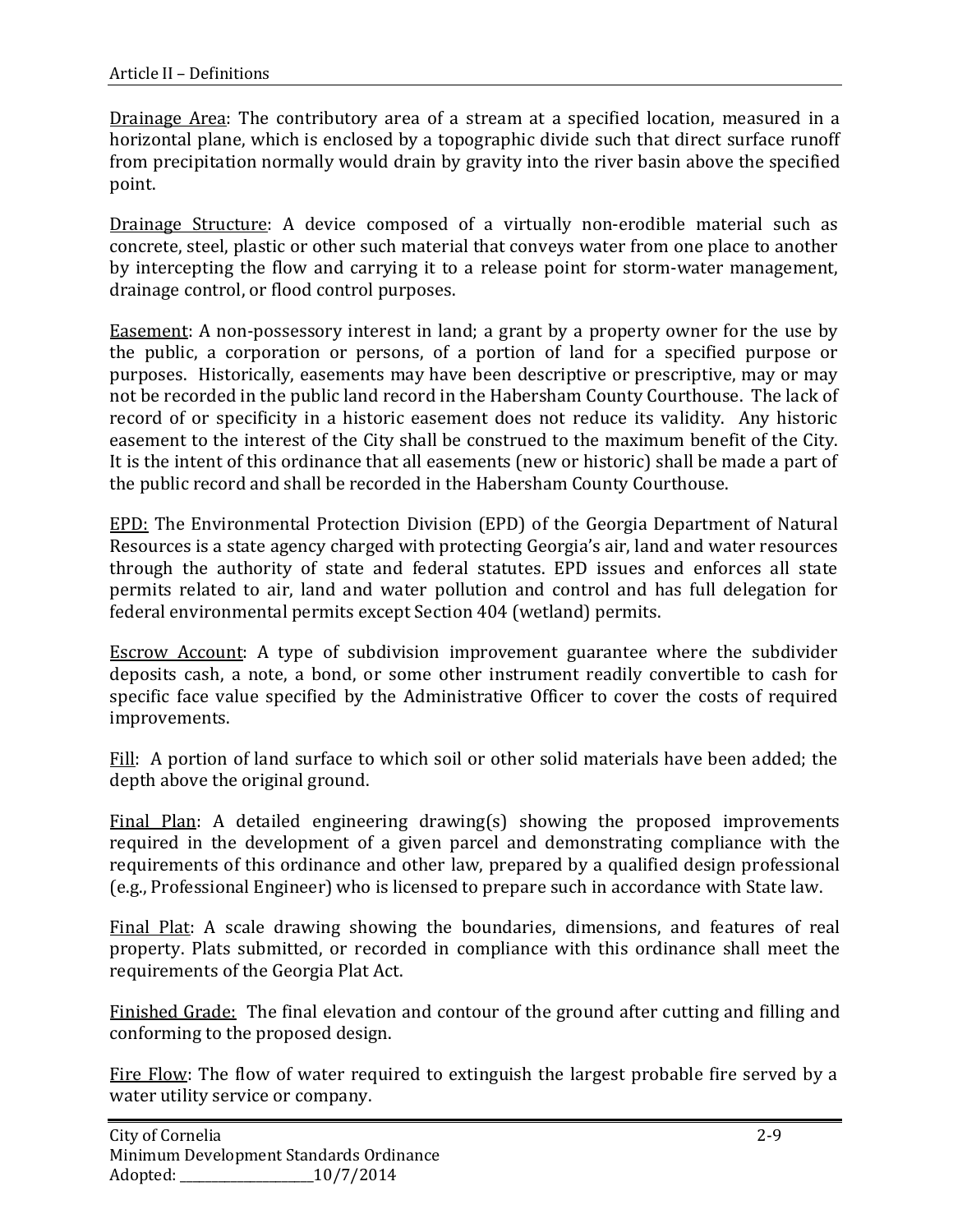Drainage Area: The contributory area of a stream at a specified location, measured in a horizontal plane, which is enclosed by a topographic divide such that direct surface runoff from precipitation normally would drain by gravity into the river basin above the specified point.

Drainage Structure: A device composed of a virtually non-erodible material such as concrete, steel, plastic or other such material that conveys water from one place to another by intercepting the flow and carrying it to a release point for storm-water management, drainage control, or flood control purposes.

Easement: A non-possessory interest in land; a grant by a property owner for the use by the public, a corporation or persons, of a portion of land for a specified purpose or purposes. Historically, easements may have been descriptive or prescriptive, may or may not be recorded in the public land record in the Habersham County Courthouse. The lack of record of or specificity in a historic easement does not reduce its validity. Any historic easement to the interest of the City shall be construed to the maximum benefit of the City. It is the intent of this ordinance that all easements (new or historic) shall be made a part of the public record and shall be recorded in the Habersham County Courthouse.

EPD: The Environmental Protection Division (EPD) of the Georgia Department of Natural Resources is a state agency charged with protecting Georgia's air, land and water resources through the authority of state and federal statutes. EPD issues and enforces all state permits related to air, land and water pollution and control and has full delegation for federal environmental permits except Section 404 (wetland) permits.

Escrow Account: A type of subdivision improvement guarantee where the subdivider deposits cash, a note, a bond, or some other instrument readily convertible to cash for specific face value specified by the Administrative Officer to cover the costs of required improvements.

Fill: A portion of land surface to which soil or other solid materials have been added; the depth above the original ground.

Final Plan: A detailed engineering drawing(s) showing the proposed improvements required in the development of a given parcel and demonstrating compliance with the requirements of this ordinance and other law, prepared by a qualified design professional (e.g., Professional Engineer) who is licensed to prepare such in accordance with State law.

Final Plat: A scale drawing showing the boundaries, dimensions, and features of real property. Plats submitted, or recorded in compliance with this ordinance shall meet the requirements of the Georgia Plat Act.

Finished Grade: The final elevation and contour of the ground after cutting and filling and conforming to the proposed design.

Fire Flow: The flow of water required to extinguish the largest probable fire served by a water utility service or company.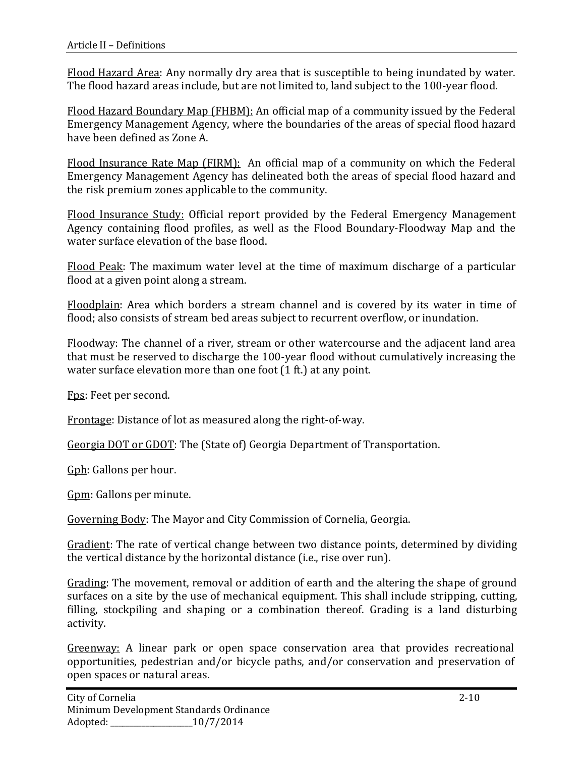Flood Hazard Area: Any normally dry area that is susceptible to being inundated by water. The flood hazard areas include, but are not limited to, land subject to the 100-year flood.

Flood Hazard Boundary Map (FHBM): An official map of a community issued by the Federal Emergency Management Agency, where the boundaries of the areas of special flood hazard have been defined as Zone A.

Flood Insurance Rate Map (FIRM): An official map of a community on which the Federal Emergency Management Agency has delineated both the areas of special flood hazard and the risk premium zones applicable to the community.

Flood Insurance Study: Official report provided by the Federal Emergency Management Agency containing flood profiles, as well as the Flood Boundary-Floodway Map and the water surface elevation of the base flood.

Flood Peak: The maximum water level at the time of maximum discharge of a particular flood at a given point along a stream.

Floodplain: Area which borders a stream channel and is covered by its water in time of flood; also consists of stream bed areas subject to recurrent overflow, or inundation.

Floodway: The channel of a river, stream or other watercourse and the adjacent land area that must be reserved to discharge the 100-year flood without cumulatively increasing the water surface elevation more than one foot (1 ft.) at any point.

Fps: Feet per second.

Frontage: Distance of lot as measured along the right-of-way.

Georgia DOT or GDOT: The (State of) Georgia Department of Transportation.

Gph: Gallons per hour.

Gpm: Gallons per minute.

Governing Body: The Mayor and City Commission of Cornelia, Georgia.

Gradient: The rate of vertical change between two distance points, determined by dividing the vertical distance by the horizontal distance (i.e., rise over run).

Grading: The movement, removal or addition of earth and the altering the shape of ground surfaces on a site by the use of mechanical equipment. This shall include stripping, cutting, filling, stockpiling and shaping or a combination thereof. Grading is a land disturbing activity.

Greenway: A linear park or open space conservation area that provides recreational opportunities, pedestrian and/or bicycle paths, and/or conservation and preservation of open spaces or natural areas.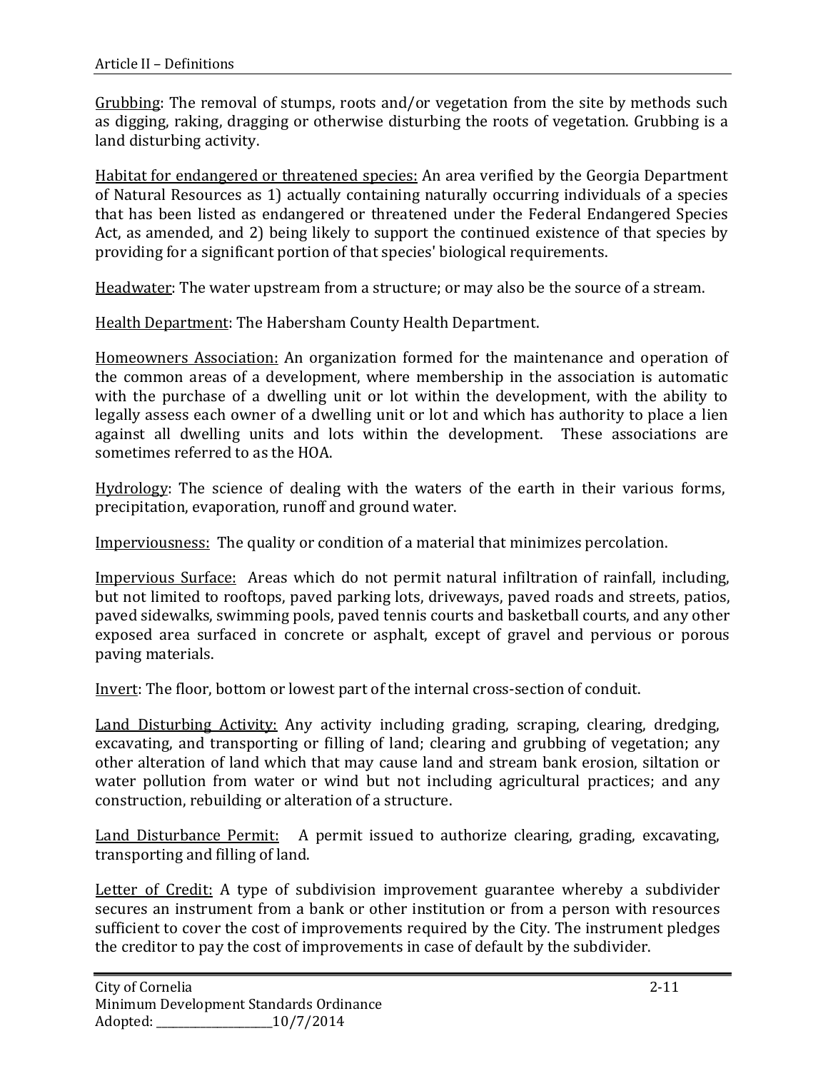Grubbing: The removal of stumps, roots and/or vegetation from the site by methods such as digging, raking, dragging or otherwise disturbing the roots of vegetation. Grubbing is a land disturbing activity.

Habitat for endangered or threatened species: An area verified by the Georgia Department of Natural Resources as 1) actually containing naturally occurring individuals of a species that has been listed as endangered or threatened under the Federal Endangered Species Act, as amended, and 2) being likely to support the continued existence of that species by providing for a significant portion of that species' biological requirements.

Headwater: The water upstream from a structure; or may also be the source of a stream.

Health Department: The Habersham County Health Department.

Homeowners Association: An organization formed for the maintenance and operation of the common areas of a development, where membership in the association is automatic with the purchase of a dwelling unit or lot within the development, with the ability to legally assess each owner of a dwelling unit or lot and which has authority to place a lien against all dwelling units and lots within the development. These associations are sometimes referred to as the HOA.

Hydrology: The science of dealing with the waters of the earth in their various forms, precipitation, evaporation, runoff and ground water.

Imperviousness: The quality or condition of a material that minimizes percolation.

Impervious Surface: Areas which do not permit natural infiltration of rainfall, including, but not limited to rooftops, paved parking lots, driveways, paved roads and streets, patios, paved sidewalks, swimming pools, paved tennis courts and basketball courts, and any other exposed area surfaced in concrete or asphalt, except of gravel and pervious or porous paving materials.

Invert: The floor, bottom or lowest part of the internal cross-section of conduit.

Land Disturbing Activity: Any activity including grading, scraping, clearing, dredging, excavating, and transporting or filling of land; clearing and grubbing of vegetation; any other alteration of land which that may cause land and stream bank erosion, siltation or water pollution from water or wind but not including agricultural practices; and any construction, rebuilding or alteration of a structure.

Land Disturbance Permit: A permit issued to authorize clearing, grading, excavating, transporting and filling of land.

Letter of Credit: A type of subdivision improvement guarantee whereby a subdivider secures an instrument from a bank or other institution or from a person with resources sufficient to cover the cost of improvements required by the City. The instrument pledges the creditor to pay the cost of improvements in case of default by the subdivider.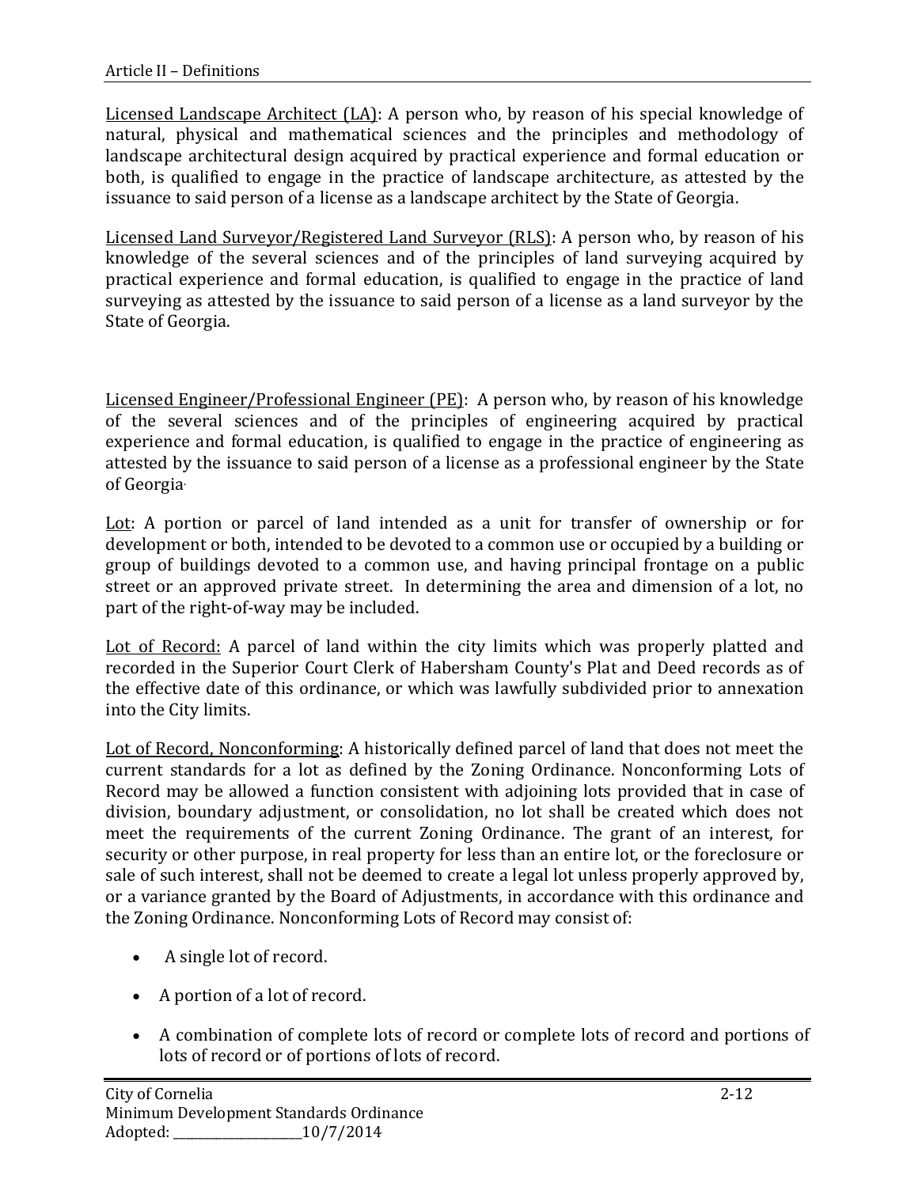Licensed Landscape Architect (LA): A person who, by reason of his special knowledge of natural, physical and mathematical sciences and the principles and methodology of landscape architectural design acquired by practical experience and formal education or both, is qualified to engage in the practice of landscape architecture, as attested by the issuance to said person of a license as a landscape architect by the State of Georgia.

Licensed Land Surveyor/Registered Land Surveyor (RLS): A person who, by reason of his knowledge of the several sciences and of the principles of land surveying acquired by practical experience and formal education, is qualified to engage in the practice of land surveying as attested by the issuance to said person of a license as a land surveyor by the State of Georgia.

Licensed Engineer/Professional Engineer (PE): A person who, by reason of his knowledge of the several sciences and of the principles of engineering acquired by practical experience and formal education, is qualified to engage in the practice of engineering as attested by the issuance to said person of a license as a professional engineer by the State of Georgia.

Lot: A portion or parcel of land intended as a unit for transfer of ownership or for development or both, intended to be devoted to a common use or occupied by a building or group of buildings devoted to a common use, and having principal frontage on a public street or an approved private street. In determining the area and dimension of a lot, no part of the right-of-way may be included.

Lot of Record: A parcel of land within the city limits which was properly platted and recorded in the Superior Court Clerk of Habersham County's Plat and Deed records as of the effective date of this ordinance, or which was lawfully subdivided prior to annexation into the City limits.

Lot of Record, Nonconforming: A historically defined parcel of land that does not meet the current standards for a lot as defined by the Zoning Ordinance. Nonconforming Lots of Record may be allowed a function consistent with adjoining lots provided that in case of division, boundary adjustment, or consolidation, no lot shall be created which does not meet the requirements of the current Zoning Ordinance. The grant of an interest, for security or other purpose, in real property for less than an entire lot, or the foreclosure or sale of such interest, shall not be deemed to create a legal lot unless properly approved by, or a variance granted by the Board of Adjustments, in accordance with this ordinance and the Zoning Ordinance. Nonconforming Lots of Record may consist of:

- A single lot of record.
- A portion of a lot of record.
- A combination of complete lots of record or complete lots of record and portions of lots of record or of portions of lots of record.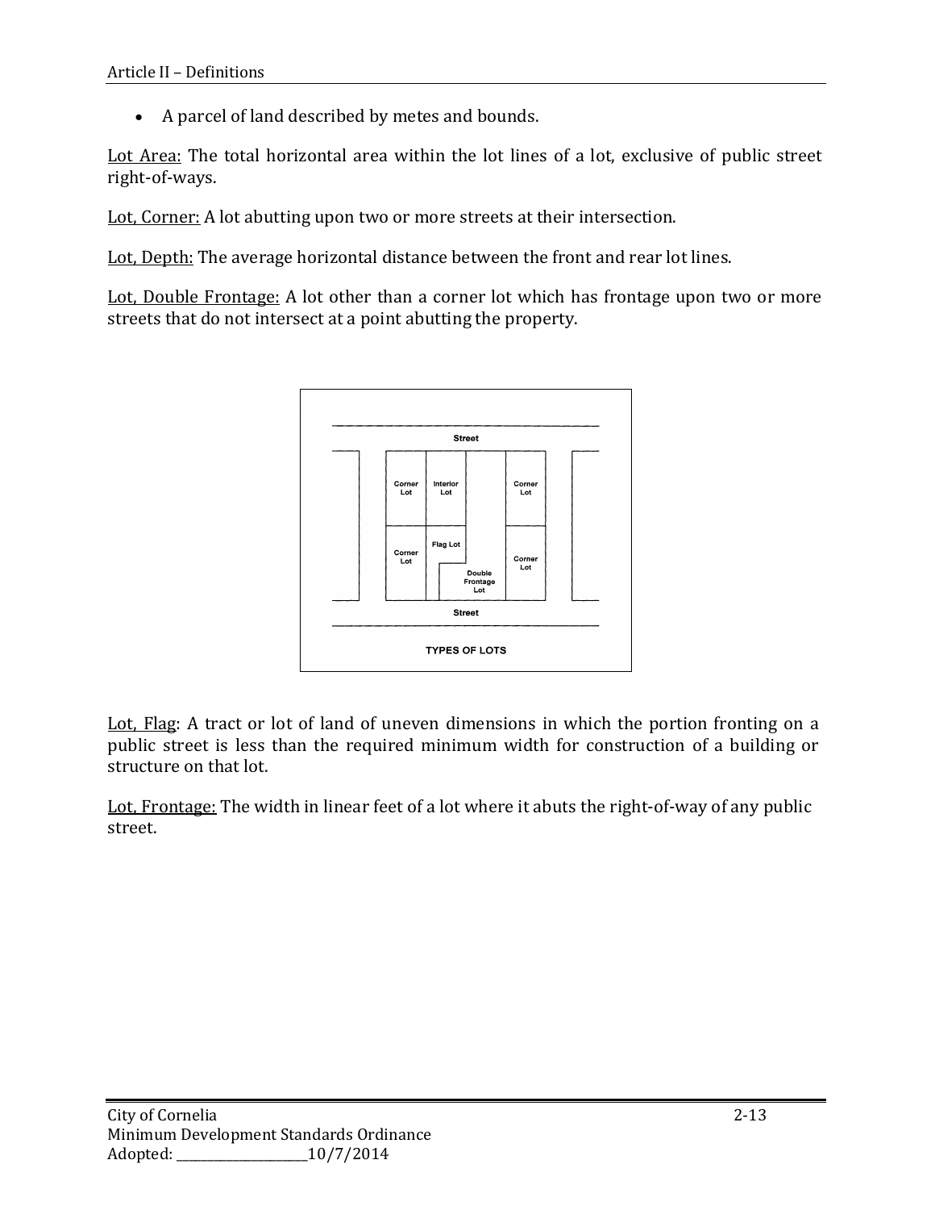- A parcel of land described by metes and bounds.

Lot Area: The total horizontal area within the lot lines of a lot, exclusive of public street right-of-ways.

Lot, Corner: A lot abutting upon two or more streets at their intersection.

Lot, Depth: The average horizontal distance between the front and rear lot lines.

Lot, Double Frontage: A lot other than a corner lot which has frontage upon two or more streets that do not intersect at a point abutting the property.

Street

Corner Lot

Interior Lot

Corner Lot

Flag Lot

Corner Lot

Corner Lot

Double Frontage Lot

Street

TYPES OF LOTS

Lot, Flag: A tract or lot of land of uneven dimensions in which the portion fronting on a public street is less than the required minimum width for construction of a building or structure on that lot.

Lot, Frontage: The width in linear feet of a lot where it abuts the right-of-way of any public street.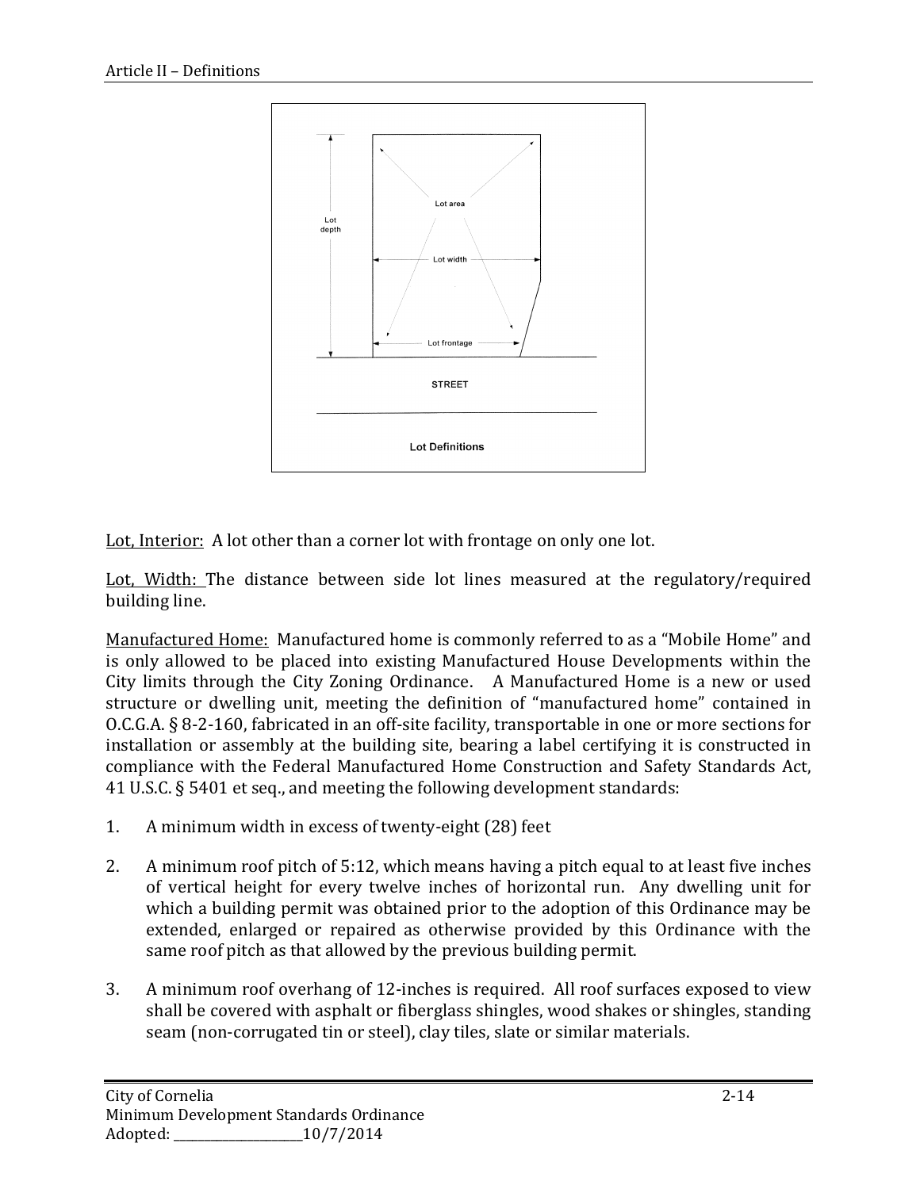Lot depth

Lot area

Lot width

Lot frontage

STREET

Lot Definitions

Lot, Interior: A lot other than a corner lot with frontage on only one lot.

Lot, Width: The distance between side lot lines measured at the regulatory/required building line.

Manufactured Home: Manufactured home is commonly referred to as a "Mobile Home" and is only allowed to be placed into existing Manufactured House Developments within the City limits through the City Zoning Ordinance. A Manufactured Home is a new or used structure or dwelling unit, meeting the definition of "manufactured home" contained in O.C.G.A. § 8-2-160, fabricated in an off-site facility, transportable in one or more sections for installation or assembly at the building site, bearing a label certifying it is constructed in compliance with the Federal Manufactured Home Construction and Safety Standards Act, 41 U.S.C. § 5401 et seq., and meeting the following development standards:

1. A minimum width in excess of twenty-eight (28) feet

2. A minimum roof pitch of 5:12, which means having a pitch equal to at least five inches of vertical height for every twelve inches of horizontal run. Any dwelling unit for which a building permit was obtained prior to the adoption of this Ordinance may be extended, enlarged or repaired as otherwise provided by this Ordinance with the same roof pitch as that allowed by the previous building permit.

3. A minimum roof overhang of 12-inches is required. All roof surfaces exposed to view shall be covered with asphalt or fiberglass shingles, wood shakes or shingles, standing seam (non-corrugated tin or steel), clay tiles, slate or similar materials.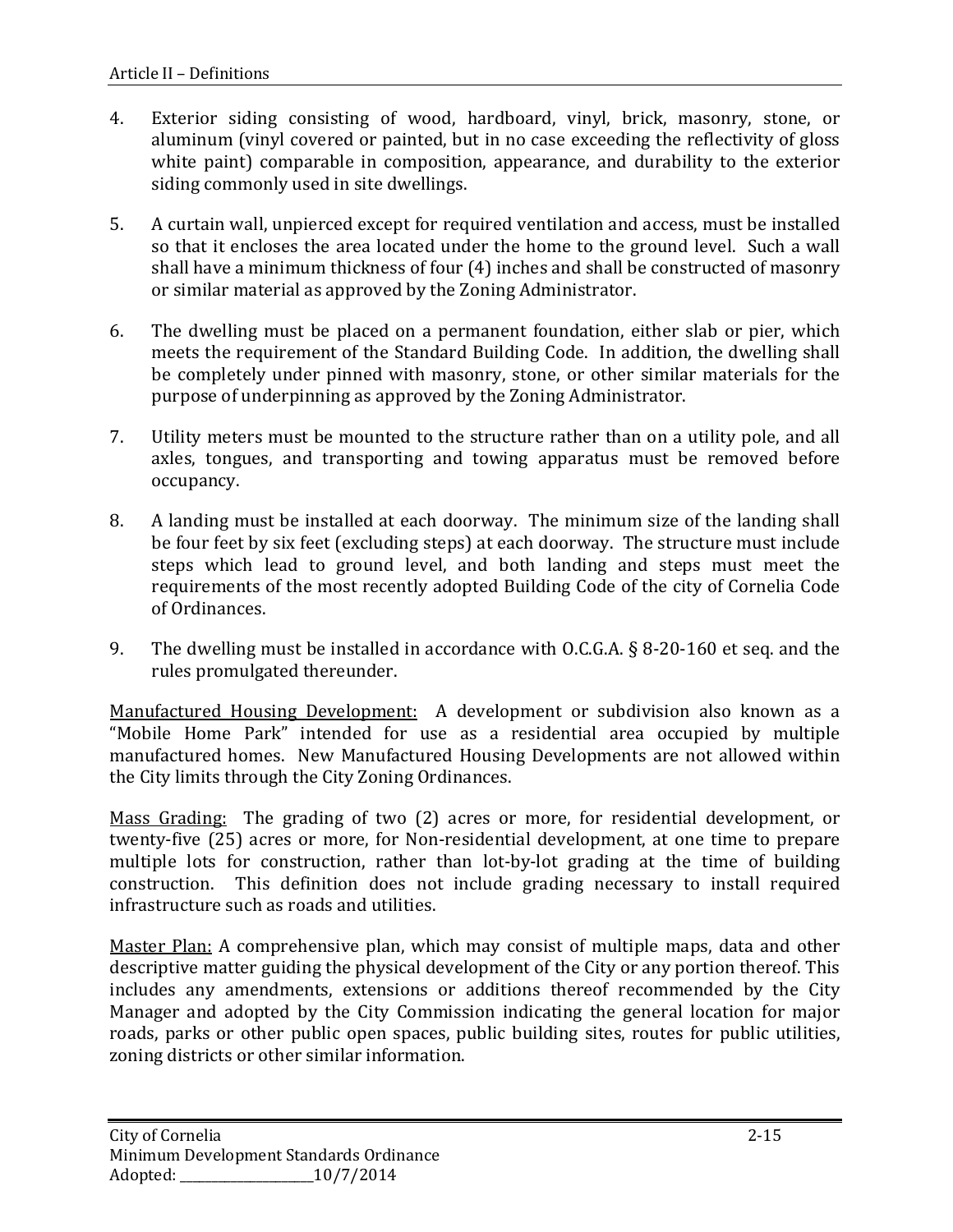4. Exterior siding consisting of wood, hardboard, vinyl, brick, masonry, stone, or aluminum (vinyl covered or painted, but in no case exceeding the reflectivity of gloss white paint) comparable in composition, appearance, and durability to the exterior siding commonly used in site dwellings.

5. A curtain wall, unpierced except for required ventilation and access, must be installed so that it encloses the area located under the home to the ground level. Such a wall shall have a minimum thickness of four (4) inches and shall be constructed of masonry or similar material as approved by the Zoning Administrator.

6. The dwelling must be placed on a permanent foundation, either slab or pier, which meets the requirement of the Standard Building Code. In addition, the dwelling shall be completely under pinned with masonry, stone, or other similar materials for the purpose of underpinning as approved by the Zoning Administrator.

7. Utility meters must be mounted to the structure rather than on a utility pole, and all axles, tongues, and transporting and towing apparatus must be removed before occupancy.

8. A landing must be installed at each doorway. The minimum size of the landing shall be four feet by six feet (excluding steps) at each doorway. The structure must include steps which lead to ground level, and both landing and steps must meet the requirements of the most recently adopted Building Code of the city of Cornelia Code of Ordinances.

9. The dwelling must be installed in accordance with O.C.G.A. § 8-20-160 et seq. and the rules promulgated thereunder.

<u>Manufactured Housing Development:</u> A development or subdivision also known as a "Mobile Home Park" intended for use as a residential area occupied by multiple manufactured homes. New Manufactured Housing Developments are not allowed within the City limits through the City Zoning Ordinances.

<u>Mass Grading:</u> The grading of two (2) acres or more, for residential development, or twenty-five (25) acres or more, for Non-residential development, at one time to prepare multiple lots for construction, rather than lot-by-lot grading at the time of building construction. This definition does not include grading necessary to install required infrastructure such as roads and utilities.

<u>Master Plan:</u> A comprehensive plan, which may consist of multiple maps, data and other descriptive matter guiding the physical development of the City or any portion thereof. This includes any amendments, extensions or additions thereof recommended by the City Manager and adopted by the City Commission indicating the general location for major roads, parks or other public open spaces, public building sites, routes for public utilities, zoning districts or other similar information.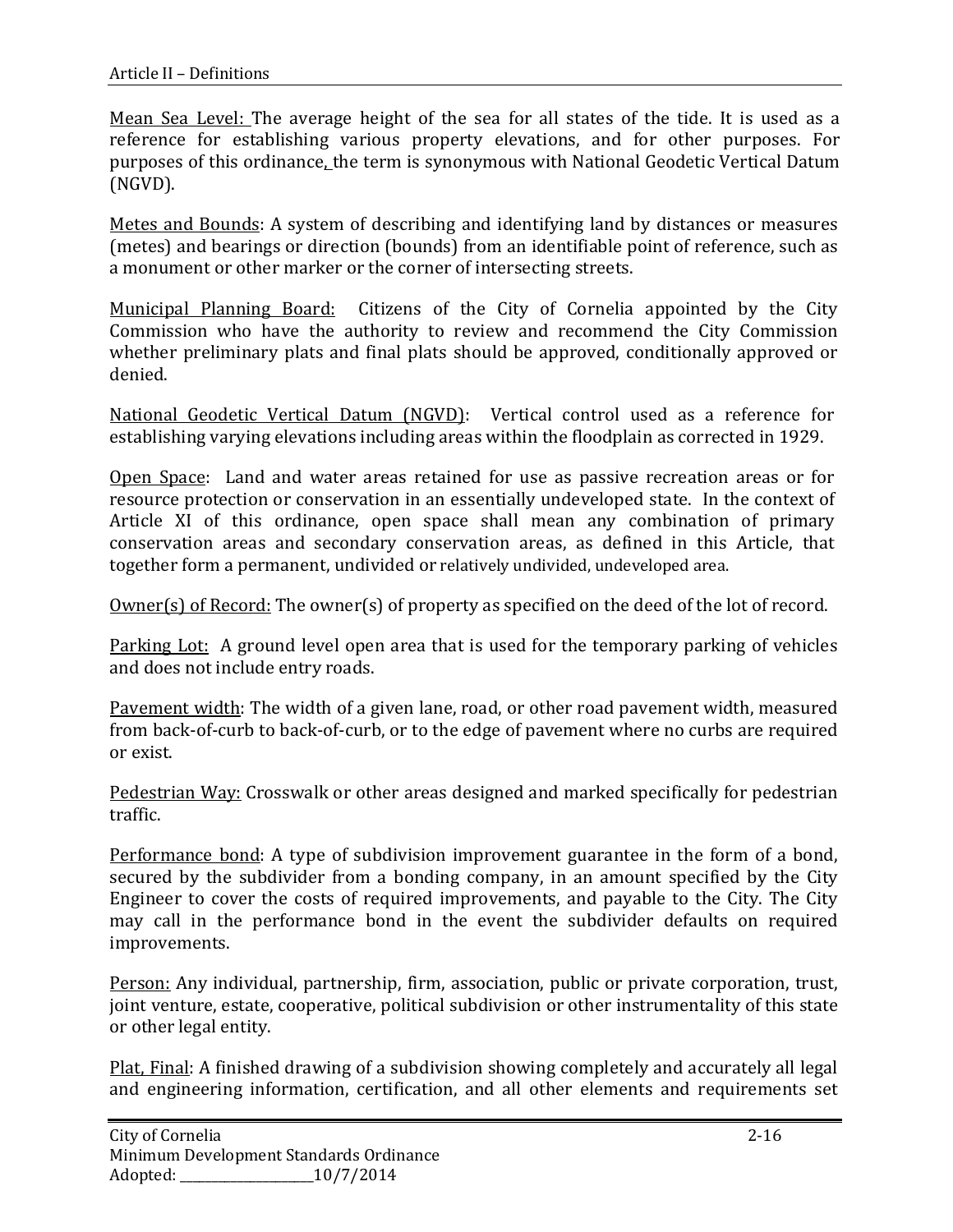<u>Mean Sea Level:</u> The average height of the sea for all states of the tide. It is used as a reference for establishing various property elevations, and for other purposes. For purposes of this ordinance, the term is synonymous with National Geodetic Vertical Datum (NGVD).

<u>Metes and Bounds</u>: A system of describing and identifying land by distances or measures (metes) and bearings or direction (bounds) from an identifiable point of reference, such as a monument or other marker or the corner of intersecting streets.

<u>Municipal Planning Board:</u> Citizens of the City of Cornelia appointed by the City Commission who have the authority to review and recommend the City Commission whether preliminary plats and final plats should be approved, conditionally approved or denied.

<u>National Geodetic Vertical Datum (NGVD)</u>: Vertical control used as a reference for establishing varying elevations including areas within the floodplain as corrected in 1929.

<u>Open Space</u>: Land and water areas retained for use as passive recreation areas or for resource protection or conservation in an essentially undeveloped state. In the context of Article XI of this ordinance, open space shall mean any combination of primary conservation areas and secondary conservation areas, as defined in this Article, that together form a permanent, undivided or relatively undivided, undeveloped area.

<u>Owner(s) of Record:</u> The owner(s) of property as specified on the deed of the lot of record.

<u>Parking Lot:</u> A ground level open area that is used for the temporary parking of vehicles and does not include entry roads.

<u>Pavement width</u>: The width of a given lane, road, or other road pavement width, measured from back-of-curb to back-of-curb, or to the edge of pavement where no curbs are required or exist.

<u>Pedestrian Way:</u> Crosswalk or other areas designed and marked specifically for pedestrian traffic.

<u>Performance bond</u>: A type of subdivision improvement guarantee in the form of a bond, secured by the subdivider from a bonding company, in an amount specified by the City Engineer to cover the costs of required improvements, and payable to the City. The City may call in the performance bond in the event the subdivider defaults on required improvements.

<u>Person:</u> Any individual, partnership, firm, association, public or private corporation, trust, joint venture, estate, cooperative, political subdivision or other instrumentality of this state or other legal entity.

<u>Plat, Final</u>: A finished drawing of a subdivision showing completely and accurately all legal and engineering information, certification, and all other elements and requirements set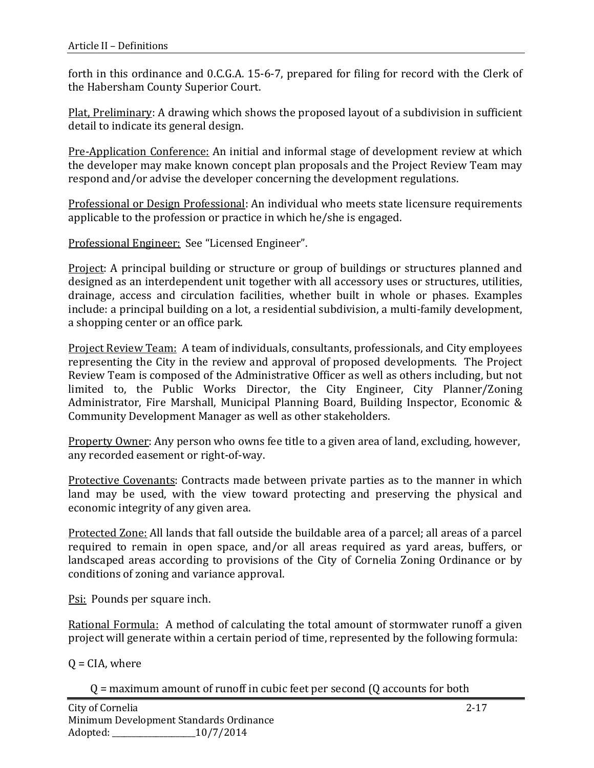forth in this ordinance and 0.C.G.A. 15-6-7, prepared for filing for record with the Clerk of the Habersham County Superior Court.

Plat, Preliminary: A drawing which shows the proposed layout of a subdivision in sufficient detail to indicate its general design.

Pre-Application Conference: An initial and informal stage of development review at which the developer may make known concept plan proposals and the Project Review Team may respond and/or advise the developer concerning the development regulations.

Professional or Design Professional: An individual who meets state licensure requirements applicable to the profession or practice in which he/she is engaged.

Professional Engineer: See "Licensed Engineer".

Project: A principal building or structure or group of buildings or structures planned and designed as an interdependent unit together with all accessory uses or structures, utilities, drainage, access and circulation facilities, whether built in whole or phases. Examples include: a principal building on a lot, a residential subdivision, a multi-family development, a shopping center or an office park.

Project Review Team: A team of individuals, consultants, professionals, and City employees representing the City in the review and approval of proposed developments. The Project Review Team is composed of the Administrative Officer as well as others including, but not limited to, the Public Works Director, the City Engineer, City Planner/Zoning Administrator, Fire Marshall, Municipal Planning Board, Building Inspector, Economic & Community Development Manager as well as other stakeholders.

Property Owner: Any person who owns fee title to a given area of land, excluding, however, any recorded easement or right-of-way.

Protective Covenants: Contracts made between private parties as to the manner in which land may be used, with the view toward protecting and preserving the physical and economic integrity of any given area.

Protected Zone: All lands that fall outside the buildable area of a parcel; all areas of a parcel required to remain in open space, and/or all areas required as yard areas, buffers, or landscaped areas according to provisions of the City of Cornelia Zoning Ordinance or by conditions of zoning and variance approval.

Psi: Pounds per square inch.

Rational Formula: A method of calculating the total amount of stormwater runoff a given project will generate within a certain period of time, represented by the following formula:

$Q = CIA$, where

$Q$ = maximum amount of runoff in cubic feet per second (Q accounts for both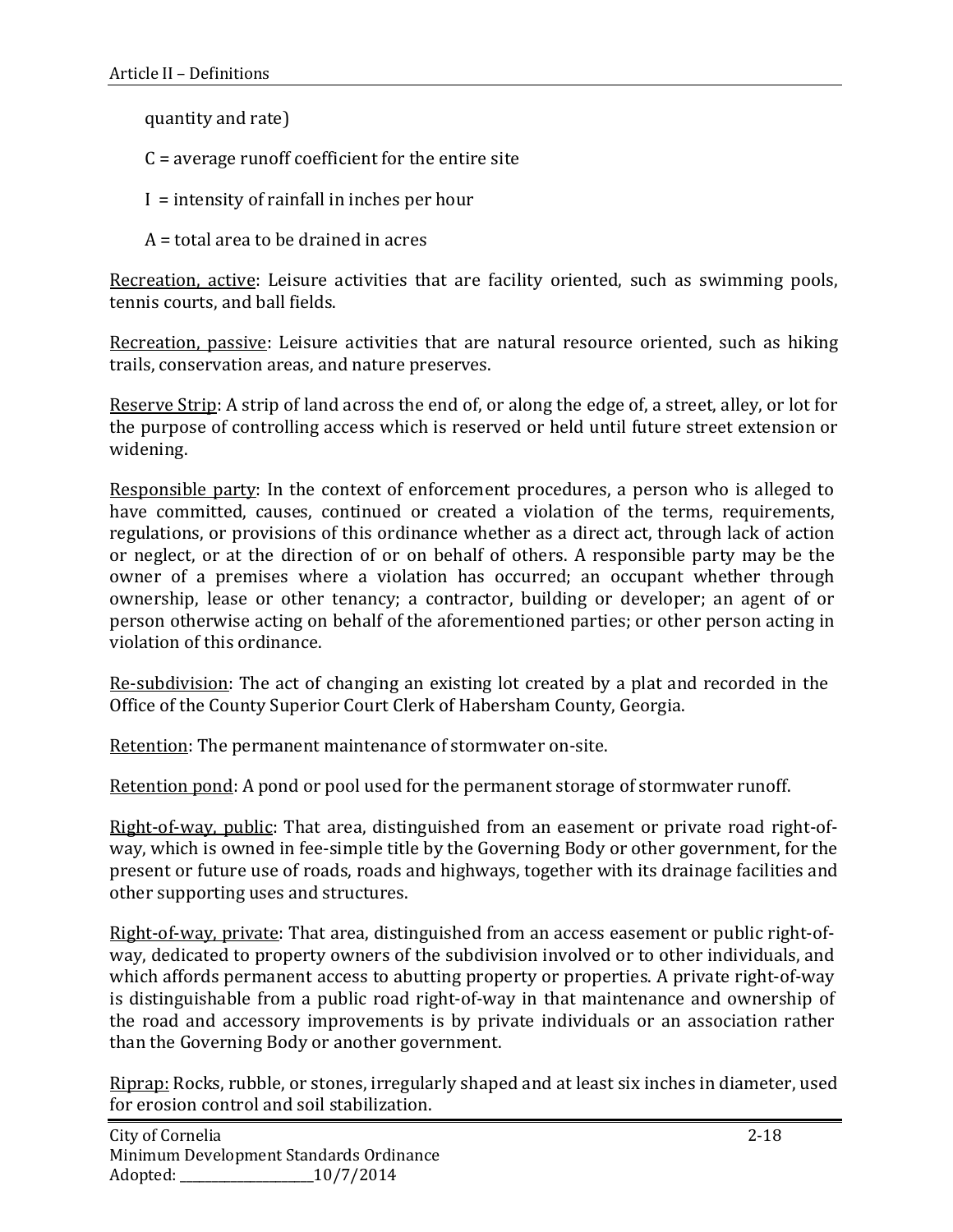quantity and rate)

$C$ = average runoff coefficient for the entire site

$I$ = intensity of rainfall in inches per hour

$A$ = total area to be drained in acres

Recreation, active: Leisure activities that are facility oriented, such as swimming pools, tennis courts, and ball fields.

Recreation, passive: Leisure activities that are natural resource oriented, such as hiking trails, conservation areas, and nature preserves.

Reserve Strip: A strip of land across the end of, or along the edge of, a street, alley, or lot for the purpose of controlling access which is reserved or held until future street extension or widening.

Responsible party: In the context of enforcement procedures, a person who is alleged to have committed, causes, continued or created a violation of the terms, requirements, regulations, or provisions of this ordinance whether as a direct act, through lack of action or neglect, or at the direction of or on behalf of others. A responsible party may be the owner of a premises where a violation has occurred; an occupant whether through ownership, lease or other tenancy; a contractor, building or developer; an agent of or person otherwise acting on behalf of the aforementioned parties; or other person acting in violation of this ordinance.

Re-subdivision: The act of changing an existing lot created by a plat and recorded in the Office of the County Superior Court Clerk of Habersham County, Georgia.

Retention: The permanent maintenance of stormwater on-site.

Retention pond: A pond or pool used for the permanent storage of stormwater runoff.

Right-of-way, public: That area, distinguished from an easement or private road right-of-way, which is owned in fee-simple title by the Governing Body or other government, for the present or future use of roads, roads and highways, together with its drainage facilities and other supporting uses and structures.

Right-of-way, private: That area, distinguished from an access easement or public right-of-way, dedicated to property owners of the subdivision involved or to other individuals, and which affords permanent access to abutting property or properties. A private right-of-way is distinguishable from a public road right-of-way in that maintenance and ownership of the road and accessory improvements is by private individuals or an association rather than the Governing Body or another government.

Riprap: Rocks, rubble, or stones, irregularly shaped and at least six inches in diameter, used for erosion control and soil stabilization.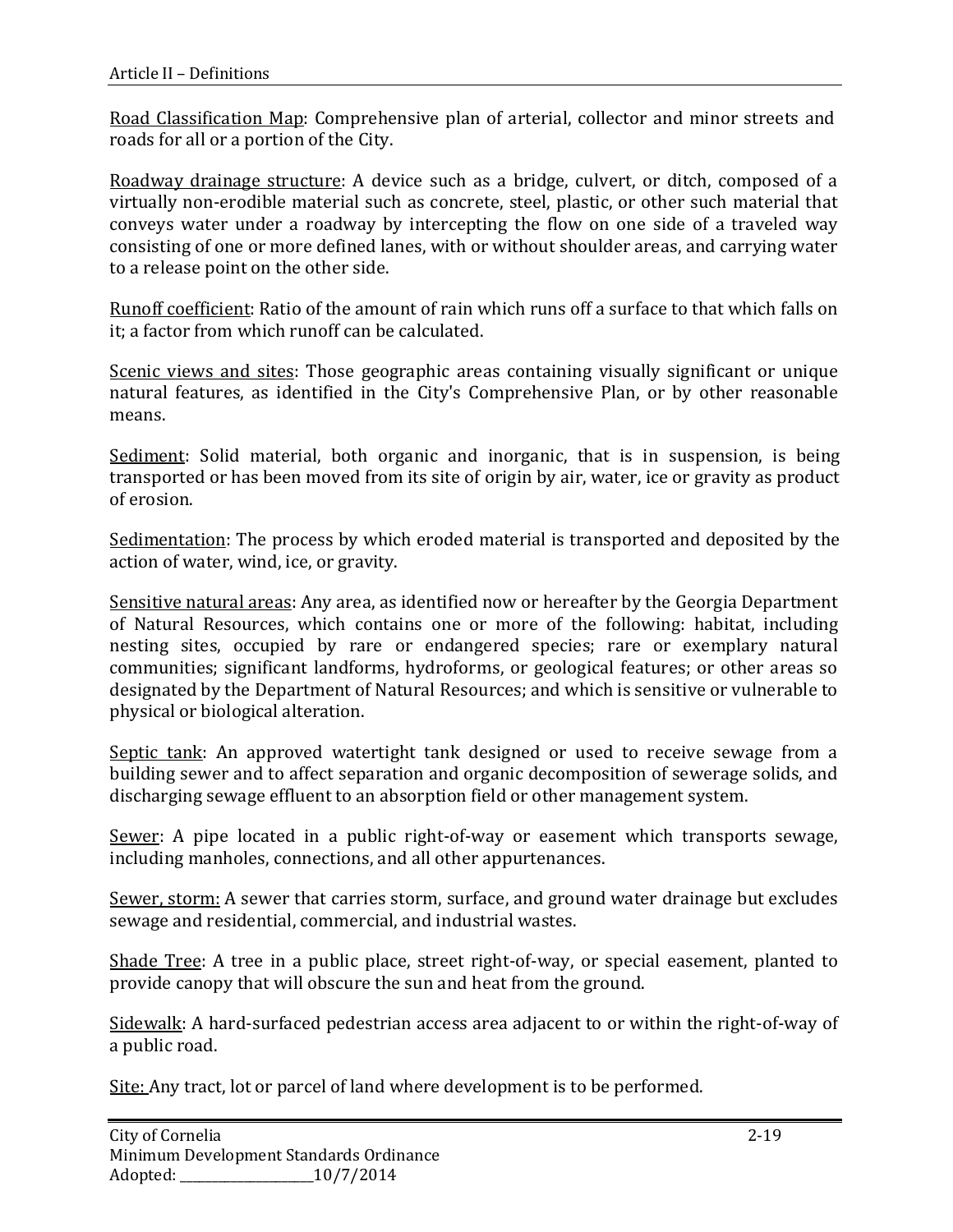Road Classification Map: Comprehensive plan of arterial, collector and minor streets and roads for all or a portion of the City.

Roadway drainage structure: A device such as a bridge, culvert, or ditch, composed of a virtually non-erodible material such as concrete, steel, plastic, or other such material that conveys water under a roadway by intercepting the flow on one side of a traveled way consisting of one or more defined lanes, with or without shoulder areas, and carrying water to a release point on the other side.

Runoff coefficient: Ratio of the amount of rain which runs off a surface to that which falls on it; a factor from which runoff can be calculated.

Scenic views and sites: Those geographic areas containing visually significant or unique natural features, as identified in the City's Comprehensive Plan, or by other reasonable means.

Sediment: Solid material, both organic and inorganic, that is in suspension, is being transported or has been moved from its site of origin by air, water, ice or gravity as product of erosion.

Sedimentation: The process by which eroded material is transported and deposited by the action of water, wind, ice, or gravity.

Sensitive natural areas: Any area, as identified now or hereafter by the Georgia Department of Natural Resources, which contains one or more of the following: habitat, including nesting sites, occupied by rare or endangered species; rare or exemplary natural communities; significant landforms, hydroforms, or geological features; or other areas so designated by the Department of Natural Resources; and which is sensitive or vulnerable to physical or biological alteration.

Septic tank: An approved watertight tank designed or used to receive sewage from a building sewer and to affect separation and organic decomposition of sewerage solids, and discharging sewage effluent to an absorption field or other management system.

Sewer: A pipe located in a public right-of-way or easement which transports sewage, including manholes, connections, and all other appurtenances.

Sewer, storm: A sewer that carries storm, surface, and ground water drainage but excludes sewage and residential, commercial, and industrial wastes.

Shade Tree: A tree in a public place, street right-of-way, or special easement, planted to provide canopy that will obscure the sun and heat from the ground.

Sidewalk: A hard-surfaced pedestrian access area adjacent to or within the right-of-way of a public road.

Site: Any tract, lot or parcel of land where development is to be performed.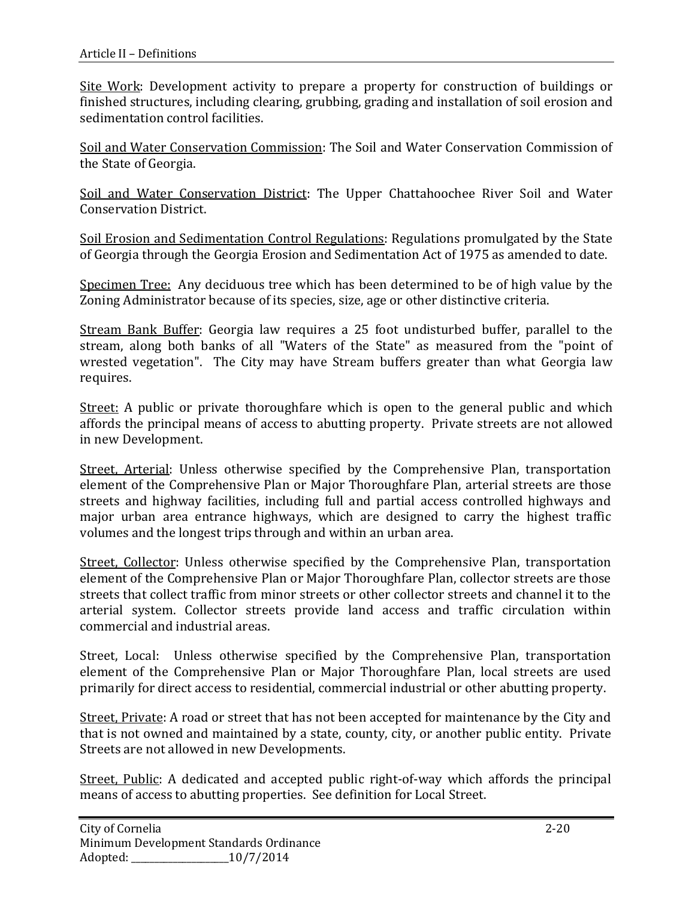Site Work: Development activity to prepare a property for construction of buildings or finished structures, including clearing, grubbing, grading and installation of soil erosion and sedimentation control facilities.

Soil and Water Conservation Commission: The Soil and Water Conservation Commission of the State of Georgia.

Soil and Water Conservation District: The Upper Chattahoochee River Soil and Water Conservation District.

Soil Erosion and Sedimentation Control Regulations: Regulations promulgated by the State of Georgia through the Georgia Erosion and Sedimentation Act of 1975 as amended to date.

Specimen Tree: Any deciduous tree which has been determined to be of high value by the Zoning Administrator because of its species, size, age or other distinctive criteria.

Stream Bank Buffer: Georgia law requires a 25 foot undisturbed buffer, parallel to the stream, along both banks of all "Waters of the State" as measured from the "point of wrested vegetation". The City may have Stream buffers greater than what Georgia law requires.

Street: A public or private thoroughfare which is open to the general public and which affords the principal means of access to abutting property. Private streets are not allowed in new Development.

Street, Arterial: Unless otherwise specified by the Comprehensive Plan, transportation element of the Comprehensive Plan or Major Thoroughfare Plan, arterial streets are those streets and highway facilities, including full and partial access controlled highways and major urban area entrance highways, which are designed to carry the highest traffic volumes and the longest trips through and within an urban area.

Street, Collector: Unless otherwise specified by the Comprehensive Plan, transportation element of the Comprehensive Plan or Major Thoroughfare Plan, collector streets are those streets that collect traffic from minor streets or other collector streets and channel it to the arterial system. Collector streets provide land access and traffic circulation within commercial and industrial areas.

Street, Local: Unless otherwise specified by the Comprehensive Plan, transportation element of the Comprehensive Plan or Major Thoroughfare Plan, local streets are used primarily for direct access to residential, commercial industrial or other abutting property.

Street, Private: A road or street that has not been accepted for maintenance by the City and that is not owned and maintained by a state, county, city, or another public entity. Private Streets are not allowed in new Developments.

Street, Public: A dedicated and accepted public right-of-way which affords the principal means of access to abutting properties. See definition for Local Street.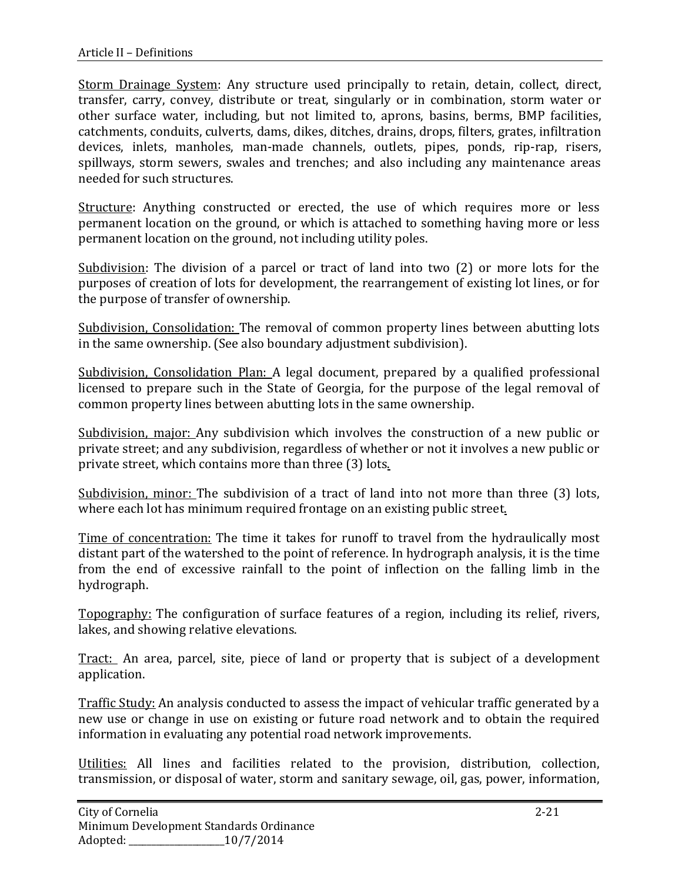Storm Drainage System: Any structure used principally to retain, detain, collect, direct, transfer, carry, convey, distribute or treat, singularly or in combination, storm water or other surface water, including, but not limited to, aprons, basins, berms, BMP facilities, catchments, conduits, culverts, dams, dikes, ditches, drains, drops, filters, grates, infiltration devices, inlets, manholes, man-made channels, outlets, pipes, ponds, rip-rap, risers, spillways, storm sewers, swales and trenches; and also including any maintenance areas needed for such structures.

Structure: Anything constructed or erected, the use of which requires more or less permanent location on the ground, or which is attached to something having more or less permanent location on the ground, not including utility poles.

Subdivision: The division of a parcel or tract of land into two (2) or more lots for the purposes of creation of lots for development, the rearrangement of existing lot lines, or for the purpose of transfer of ownership.

Subdivision, Consolidation: The removal of common property lines between abutting lots in the same ownership. (See also boundary adjustment subdivision).

Subdivision, Consolidation Plan: A legal document, prepared by a qualified professional licensed to prepare such in the State of Georgia, for the purpose of the legal removal of common property lines between abutting lots in the same ownership.

Subdivision, major: Any subdivision which involves the construction of a new public or private street; and any subdivision, regardless of whether or not it involves a new public or private street, which contains more than three (3) lots.

Subdivision, minor: The subdivision of a tract of land into not more than three (3) lots, where each lot has minimum required frontage on an existing public street.

Time of concentration: The time it takes for runoff to travel from the hydraulically most distant part of the watershed to the point of reference. In hydrograph analysis, it is the time from the end of excessive rainfall to the point of inflection on the falling limb in the hydrograph.

Topography: The configuration of surface features of a region, including its relief, rivers, lakes, and showing relative elevations.

Tract: An area, parcel, site, piece of land or property that is subject of a development application.

Traffic Study: An analysis conducted to assess the impact of vehicular traffic generated by a new use or change in use on existing or future road network and to obtain the required information in evaluating any potential road network improvements.

Utilities: All lines and facilities related to the provision, distribution, collection, transmission, or disposal of water, storm and sanitary sewage, oil, gas, power, information,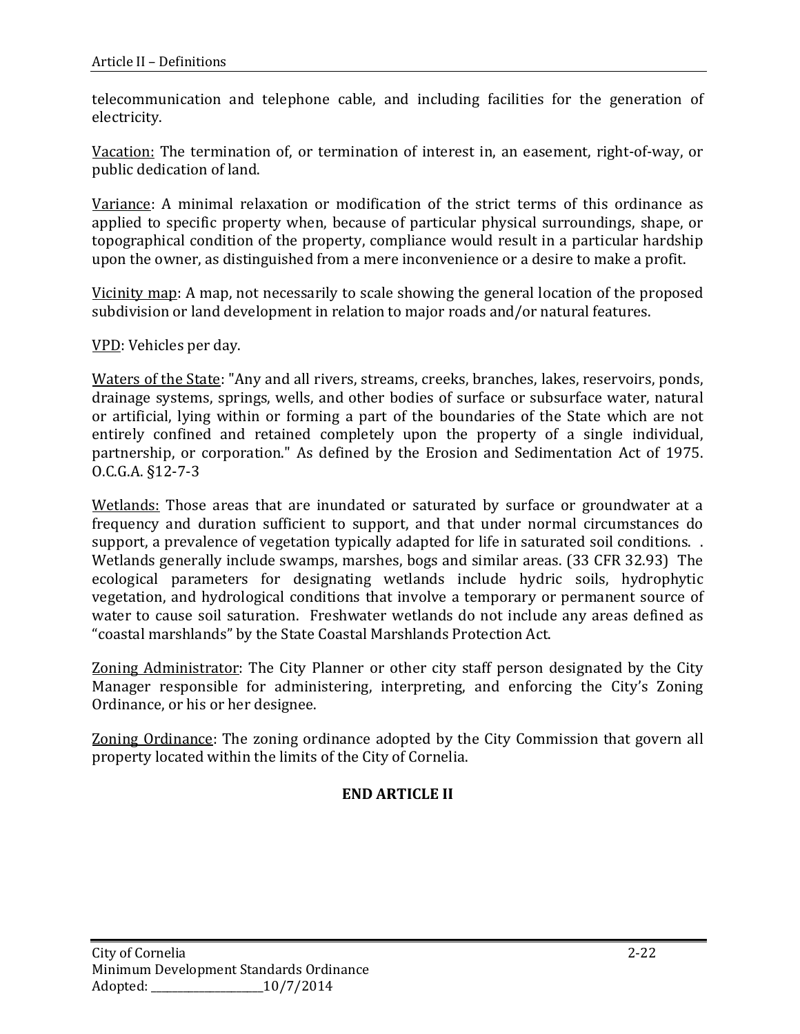telecommunication and telephone cable, and including facilities for the generation of electricity.

Vacation: The termination of, or termination of interest in, an easement, right-of-way, or public dedication of land.

Variance: A minimal relaxation or modification of the strict terms of this ordinance as applied to specific property when, because of particular physical surroundings, shape, or topographical condition of the property, compliance would result in a particular hardship upon the owner, as distinguished from a mere inconvenience or a desire to make a profit.

Vicinity map: A map, not necessarily to scale showing the general location of the proposed subdivision or land development in relation to major roads and/or natural features.

VPD: Vehicles per day.

Waters of the State: "Any and all rivers, streams, creeks, branches, lakes, reservoirs, ponds, drainage systems, springs, wells, and other bodies of surface or subsurface water, natural or artificial, lying within or forming a part of the boundaries of the State which are not entirely confined and retained completely upon the property of a single individual, partnership, or corporation." As defined by the Erosion and Sedimentation Act of 1975. O.C.G.A. §12-7-3

Wetlands: Those areas that are inundated or saturated by surface or groundwater at a frequency and duration sufficient to support, and that under normal circumstances do support, a prevalence of vegetation typically adapted for life in saturated soil conditions. . Wetlands generally include swamps, marshes, bogs and similar areas. (33 CFR 32.93) The ecological parameters for designating wetlands include hydric soils, hydrophytic vegetation, and hydrological conditions that involve a temporary or permanent source of water to cause soil saturation. Freshwater wetlands do not include any areas defined as "coastal marshlands" by the State Coastal Marshlands Protection Act.

Zoning Administrator: The City Planner or other city staff person designated by the City Manager responsible for administering, interpreting, and enforcing the City's Zoning Ordinance, or his or her designee.

Zoning Ordinance: The zoning ordinance adopted by the City Commission that govern all property located within the limits of the City of Cornelia.

**END ARTICLE II**